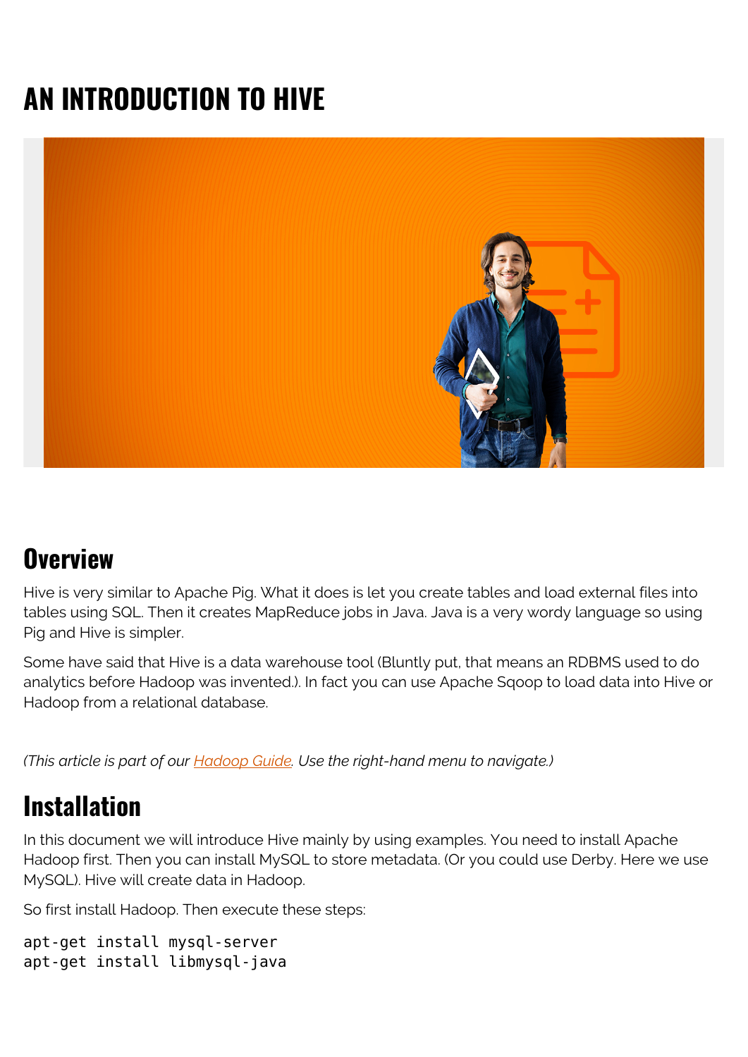# AN INTRODUCTION TO HIVE

## Overview

Hive is very similar to Apache Pig. What it does is let you create tables and load external files into tables using SQL. Then it creates MapReduce jobs in Java. Java is a very wordy language so using Pig and Hive is simpler.

Some have said that Hive is a data warehouse tool (Bluntly put, that means an RDBMS used to do analytics before Hadoop was invented.). In fact you can use Apache Sqoop to load data into Hive or Hadoop from a relational database.

*(This article is part of our [Hadoop Guide](). Use the right-hand menu to navigate.)*

## Installation

In this document we will introduce Hive mainly by using examples. You need to install Apache Hadoop first. Then you can install MySQL to store metadata. (Or you could use Derby. Here we use MySQL). Hive will create data in Hadoop.

So first install Hadoop. Then execute these steps:

```
apt-get install mysql-server
apt-get install libmysql-java
```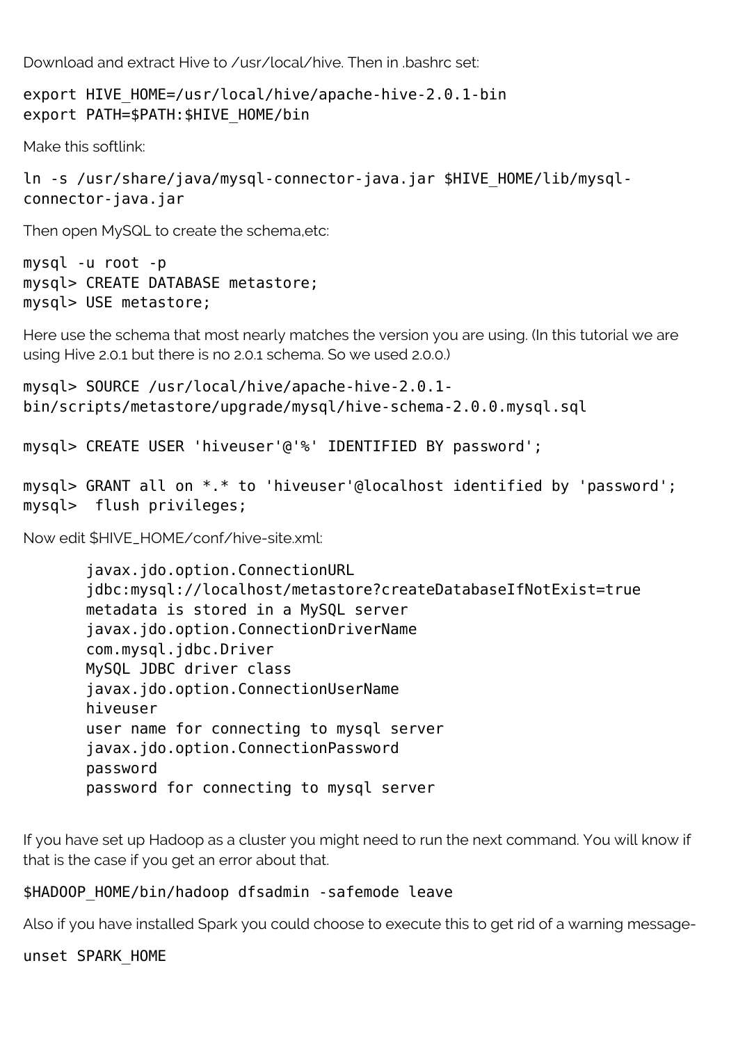Download and extract Hive to /usr/local/hive. Then in .bashrc set:

```
export HIVE_HOME=/usr/local/hive/apache-hive-2.0.1-bin
export PATH=$PATH:$HIVE_HOME/bin
```

Make this softlink:

```
ln -s /usr/share/java/mysql-connector-java.jar $HIVE_HOME/lib/mysql-connector-java.jar
```

Then open MySQL to create the schema,etc:

```
mysql -u root -p
mysql> CREATE DATABASE metastore;
mysql> USE metastore;
```

Here use the schema that most nearly matches the version you are using. (In this tutorial we are using Hive 2.0.1 but there is no 2.0.1 schema. So we used 2.0.0.)

```
mysql> SOURCE /usr/local/hive/apache-hive-2.0.1-bin/scripts/metastore/upgrade/mysql/hive-schema-2.0.0.mysql.sql

mysql> CREATE USER 'hiveuser'@'%' IDENTIFIED BY password';

mysql> GRANT all on *.* to 'hiveuser'@localhost identified by 'password';
mysql>  flush privileges;
```

Now edit $HIVE_HOME/conf/hive-site.xml:

```
javax.jdo.option.ConnectionURL
jdbc:mysql://localhost/metastore?createDatabaseIfNotExist=true
metadata is stored in a MySQL server
javax.jdo.option.ConnectionDriverName
com.mysql.jdbc.Driver
MySQL JDBC driver class
javax.jdo.option.ConnectionUserName
hiveuser
user name for connecting to mysql server
javax.jdo.option.ConnectionPassword
password
password for connecting to mysql server
```

If you have set up Hadoop as a cluster you might need to run the next command. You will know if that is the case if you get an error about that.

```
$HADOOP_HOME/bin/hadoop dfsadmin -safemode leave
```

Also if you have installed Spark you could choose to execute this to get rid of a warning message-

```
unset SPARK_HOME
```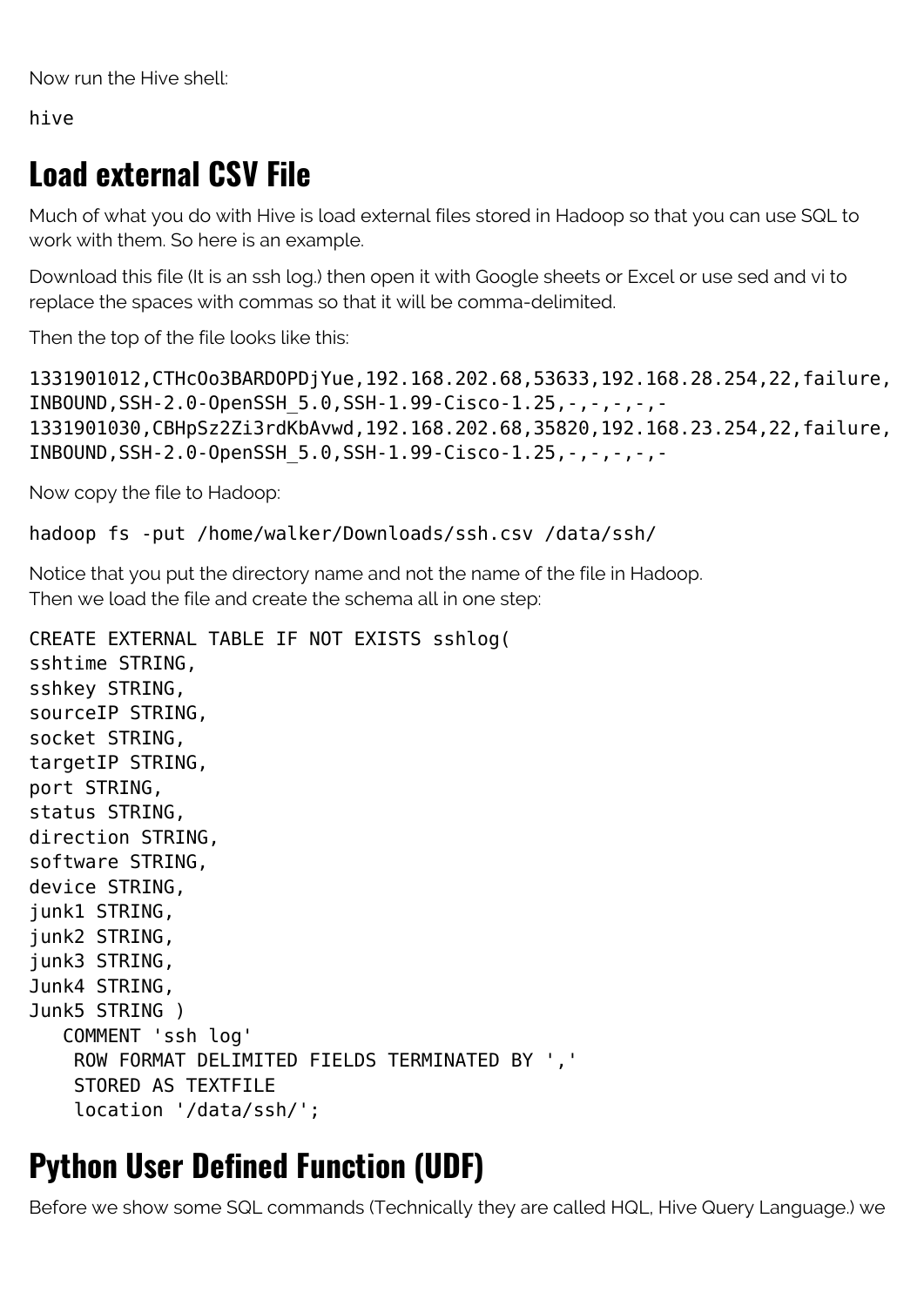Now run the Hive shell:

```
hive
```

## Load external CSV File

Much of what you do with Hive is load external files stored in Hadoop so that you can use SQL to work with them. So here is an example.

Download this file (It is an ssh log.) then open it with Google sheets or Excel or use sed and vi to replace the spaces with commas so that it will be comma-delimited.

Then the top of the file looks like this:

```
1331901012,CTHcOo3BARDOPDjYue,192.168.202.68,53633,192.168.28.254,22,failure,
INBOUND,SSH-2.0-OpenSSH_5.0,SSH-1.99-Cisco-1.25,-,-,-,-,-
1331901030,CBHpSz2Zi3rdKbAvwd,192.168.202.68,35820,192.168.23.254,22,failure,
INBOUND,SSH-2.0-OpenSSH_5.0,SSH-1.99-Cisco-1.25,-,-,-,-,-
```

Now copy the file to Hadoop:

```
hadoop fs -put /home/walker/Downloads/ssh.csv /data/ssh/
```

Notice that you put the directory name and not the name of the file in Hadoop.
Then we load the file and create the schema all in one step:

```
CREATE EXTERNAL TABLE IF NOT EXISTS sshlog(
sshtime STRING,
sshkey STRING,
sourceIP STRING,
socket STRING,
targetIP STRING,
port STRING,
status STRING,
direction STRING,
software STRING,
device STRING,
junk1 STRING,
junk2 STRING,
junk3 STRING,
Junk4 STRING,
Junk5 STRING )
   COMMENT 'ssh log'
    ROW FORMAT DELIMITED FIELDS TERMINATED BY ','
    STORED AS TEXTFILE
    location '/data/ssh/';
```

## Python User Defined Function (UDF)

Before we show some SQL commands (Technically they are called HQL, Hive Query Language.) we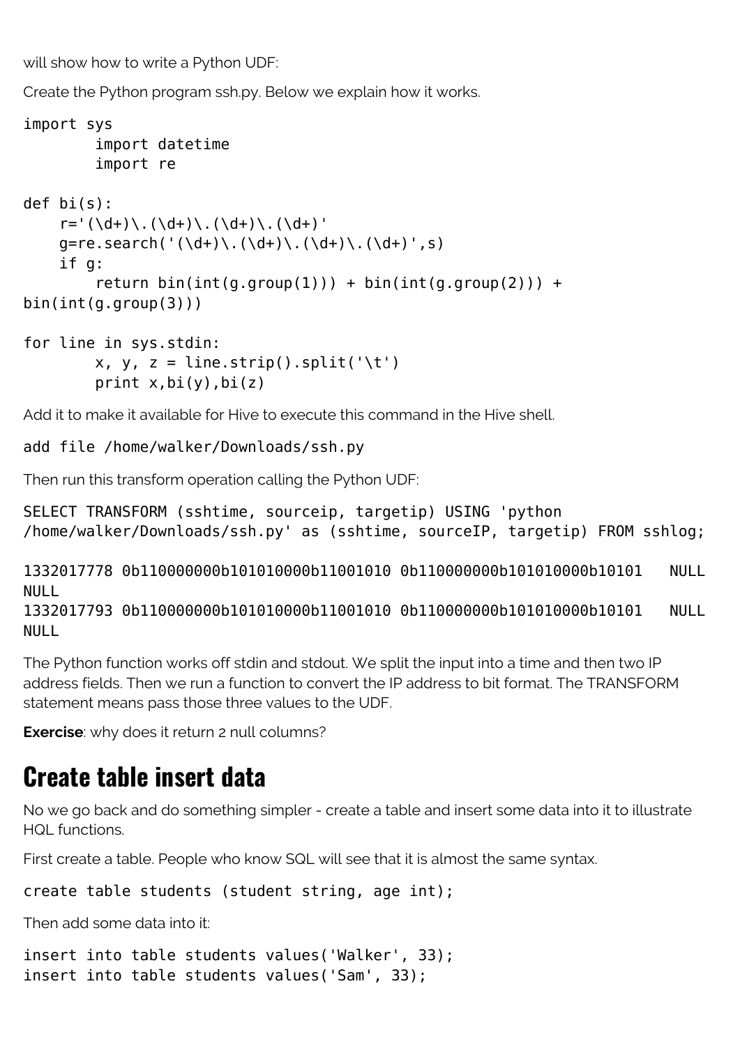will show how to write a Python UDF:

Create the Python program ssh.py. Below we explain how it works.

```
import sys
        import datetime
        import re

def bi(s):
    r='(\d+)\.(\d+)\.(\d+)\.(\d+)'
    g=re.search('(\d+)\.(\d+)\.(\d+)\.(\d+)',s)
    if g:
        return bin(int(g.group(1))) + bin(int(g.group(2))) +
bin(int(g.group(3)))

for line in sys.stdin:
        x, y, z = line.strip().split('\t')
        print x,bi(y),bi(z)
```

Add it to make it available for Hive to execute this command in the Hive shell.

```
add file /home/walker/Downloads/ssh.py
```

Then run this transform operation calling the Python UDF:

```
SELECT TRANSFORM (sshtime, sourceip, targetip) USING 'python
/home/walker/Downloads/ssh.py' as (sshtime, sourceIP, targetip) FROM sshlog;

1332017778 0b110000000b101010000b11001010 0b110000000b101010000b10101   NULL
NULL
1332017793 0b110000000b101010000b11001010 0b110000000b101010000b10101   NULL
NULL
```

The Python function works off stdin and stdout. We split the input into a time and then two IP address fields. Then we run a function to convert the IP address to bit format. The TRANSFORM statement means pass those three values to the UDF.

**Exercise**: why does it return 2 null columns?

## Create table insert data

No we go back and do something simpler - create a table and insert some data into it to illustrate HQL functions.

First create a table. People who know SQL will see that it is almost the same syntax.

```
create table students (student string, age int);
```

Then add some data into it:

```
insert into table students values('Walker', 33);
insert into table students values('Sam', 33);
```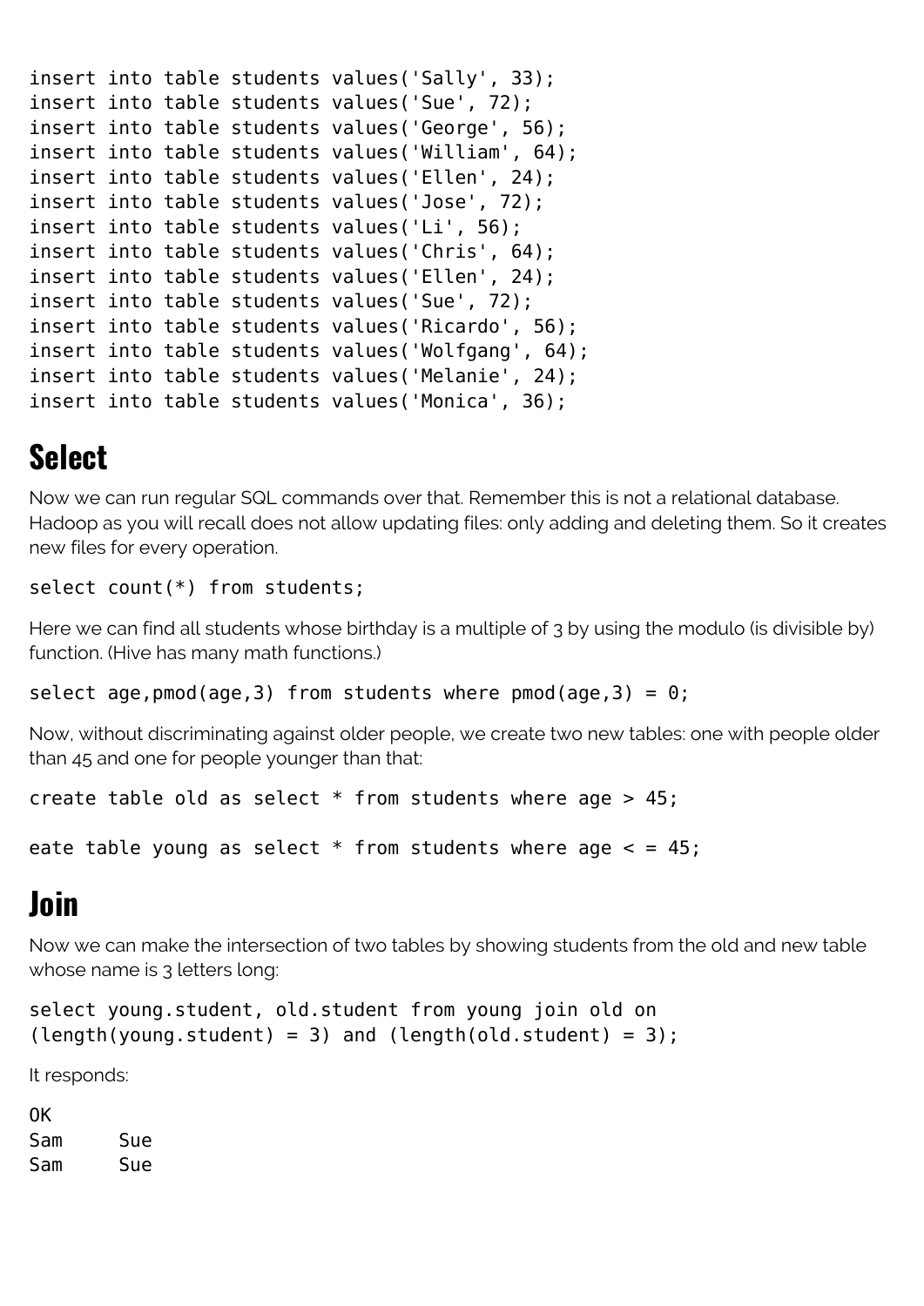```
insert into table students values('Sally', 33);
insert into table students values('Sue', 72);
insert into table students values('George', 56);
insert into table students values('William', 64);
insert into table students values('Ellen', 24);
insert into table students values('Jose', 72);
insert into table students values('Li', 56);
insert into table students values('Chris', 64);
insert into table students values('Ellen', 24);
insert into table students values('Sue', 72);
insert into table students values('Ricardo', 56);
insert into table students values('Wolfgang', 64);
insert into table students values('Melanie', 24);
insert into table students values('Monica', 36);
```

## Select

Now we can run regular SQL commands over that. Remember this is not a relational database. Hadoop as you will recall does not allow updating files: only adding and deleting them. So it creates new files for every operation.

```
select count(*) from students;
```

Here we can find all students whose birthday is a multiple of 3 by using the modulo (is divisible by) function. (Hive has many math functions.)

```
select age,pmod(age,3) from students where pmod(age,3) = 0;
```

Now, without discriminating against older people, we create two new tables: one with people older than 45 and one for people younger than that:

```
create table old as select * from students where age > 45;

eate table young as select * from students where age < = 45;
```

## Join

Now we can make the intersection of two tables by showing students from the old and new table whose name is 3 letters long:

```
select young.student, old.student from young join old on
(length(young.student) = 3) and (length(old.student) = 3);
```

It responds:

```
OK
Sam     Sue
Sam     Sue
```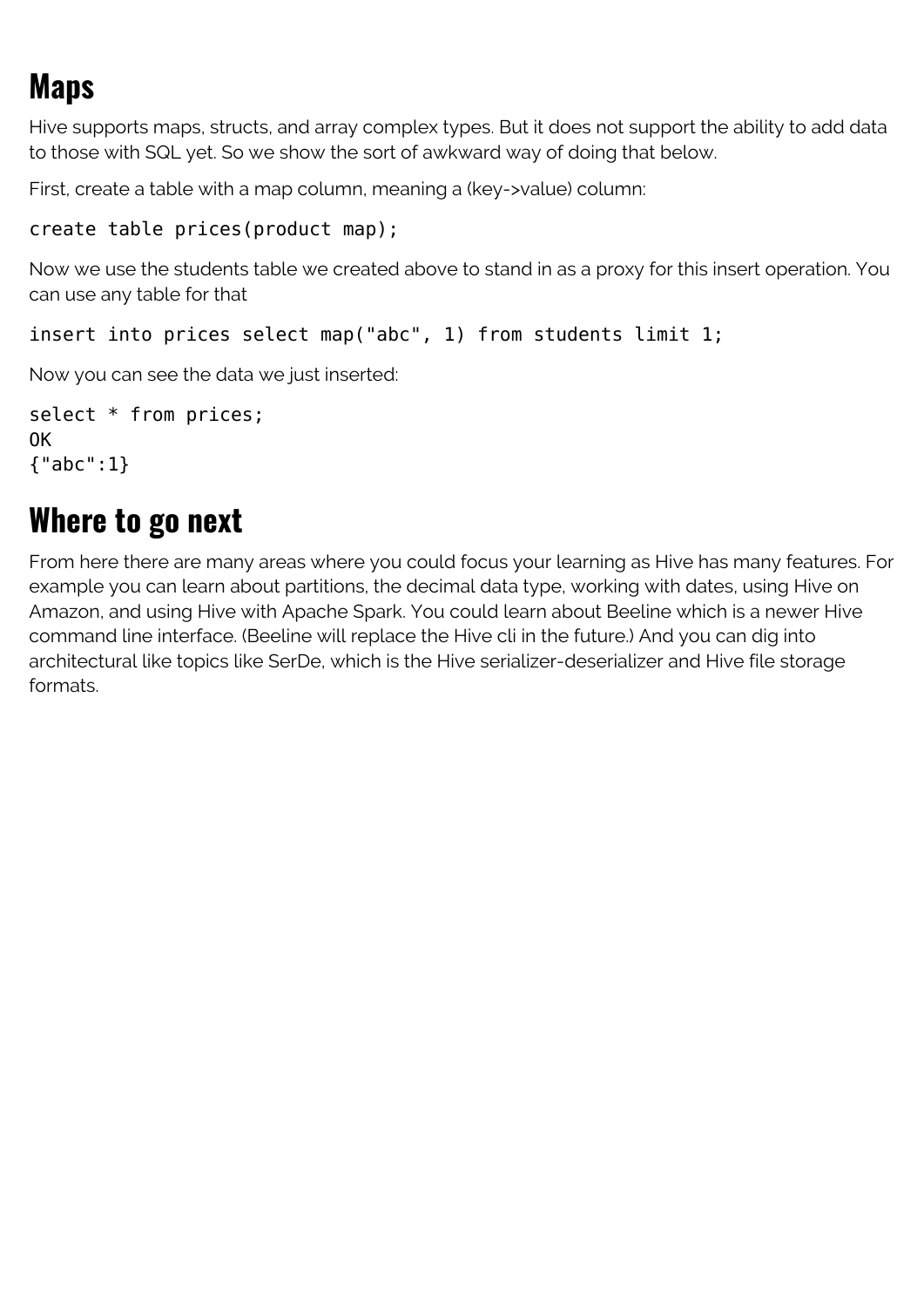## Maps

Hive supports maps, structs, and array complex types. But it does not support the ability to add data to those with SQL yet. So we show the sort of awkward way of doing that below.

First, create a table with a map column, meaning a (key->value) column:

```
create table prices(product map);
```

Now we use the students table we created above to stand in as a proxy for this insert operation. You can use any table for that

```
insert into prices select map("abc", 1) from students limit 1;
```

Now you can see the data we just inserted:

```
select * from prices;
OK
{"abc":1}
```

## Where to go next

From here there are many areas where you could focus your learning as Hive has many features. For example you can learn about partitions, the decimal data type, working with dates, using Hive on Amazon, and using Hive with Apache Spark. You could learn about Beeline which is a newer Hive command line interface. (Beeline will replace the Hive cli in the future.) And you can dig into architectural like topics like SerDe, which is the Hive serializer-deserializer and Hive file storage formats.